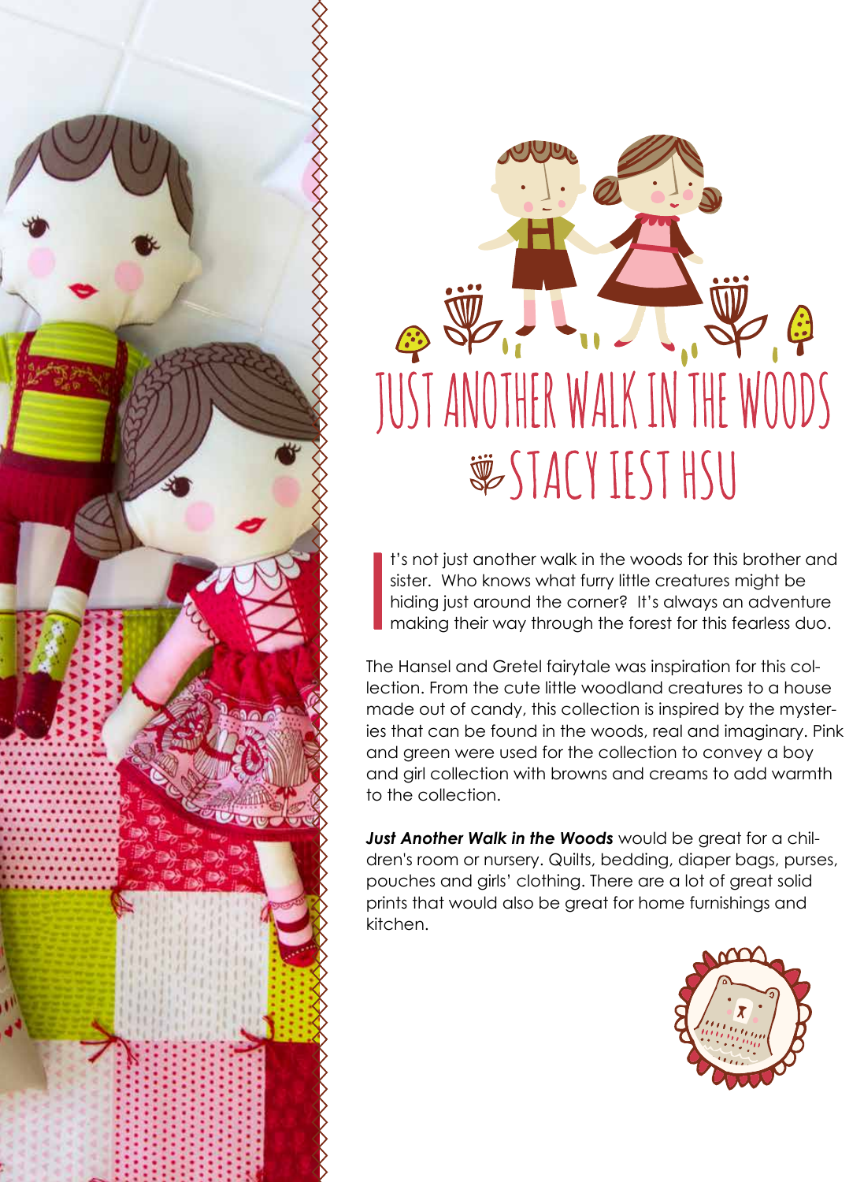# JUST ANOTHER WALK IN THE WOODS

## STACY IEST HSU

It's not just another walk in the woods for this brother and sister. Who knows what furry little creatures might be hiding just around the corner? It's always an adventure making their way through the forest for this fearless duo.

The Hansel and Gretel fairytale was inspiration for this collection. From the cute little woodland creatures to a house made out of candy, this collection is inspired by the mysteries that can be found in the woods, real and imaginary. Pink and green were used for the collection to convey a boy and girl collection with browns and creams to add warmth to the collection.

***Just Another Walk in the Woods*** would be great for a children's room or nursery. Quilts, bedding, diaper bags, purses, pouches and girls' clothing. There are a lot of great solid prints that would also be great for home furnishings and kitchen.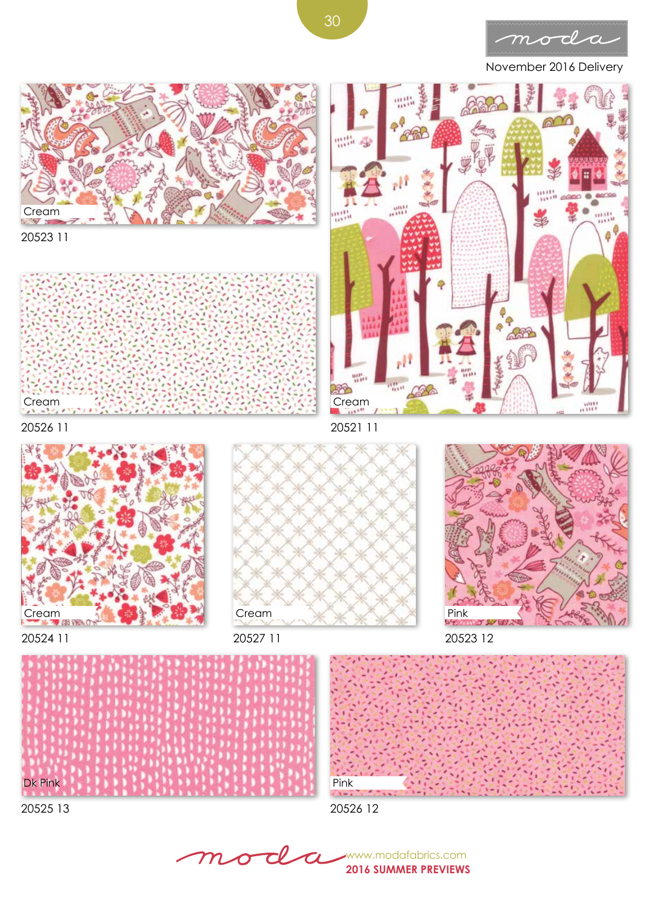November 2016 Delivery

Cream

20523 11

Cream

20526 11

Cream

20521 11

Cream

20524 11

Cream

20527 11

Pink

20523 12

Dk Pink

20525 13

Pink

20526 12

www.modafabrics.com

**2016 SUMMER PREVIEWS**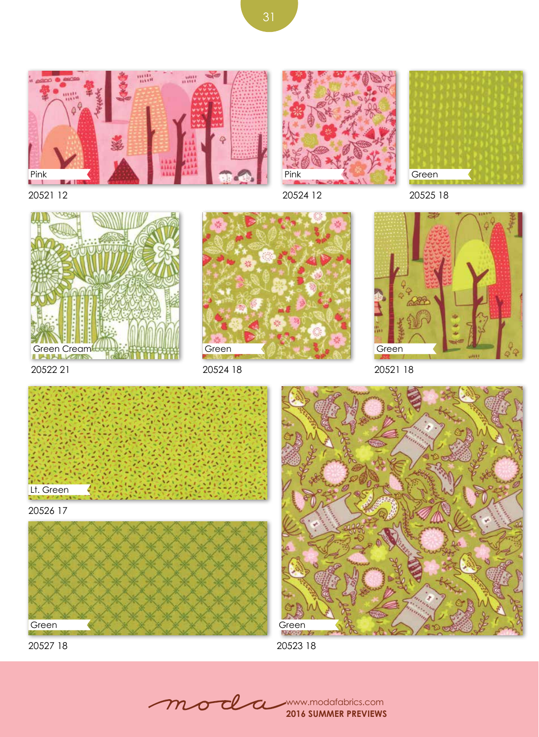Pink

20521 12

Pink

20524 12

Green

20525 18

Green Cream

20522 21

Green

20524 18

Green

20521 18

Lt. Green

20526 17

Green

20527 18

Green

20523 18

moda www.modafabrics.com

**2016 SUMMER PREVIEWS**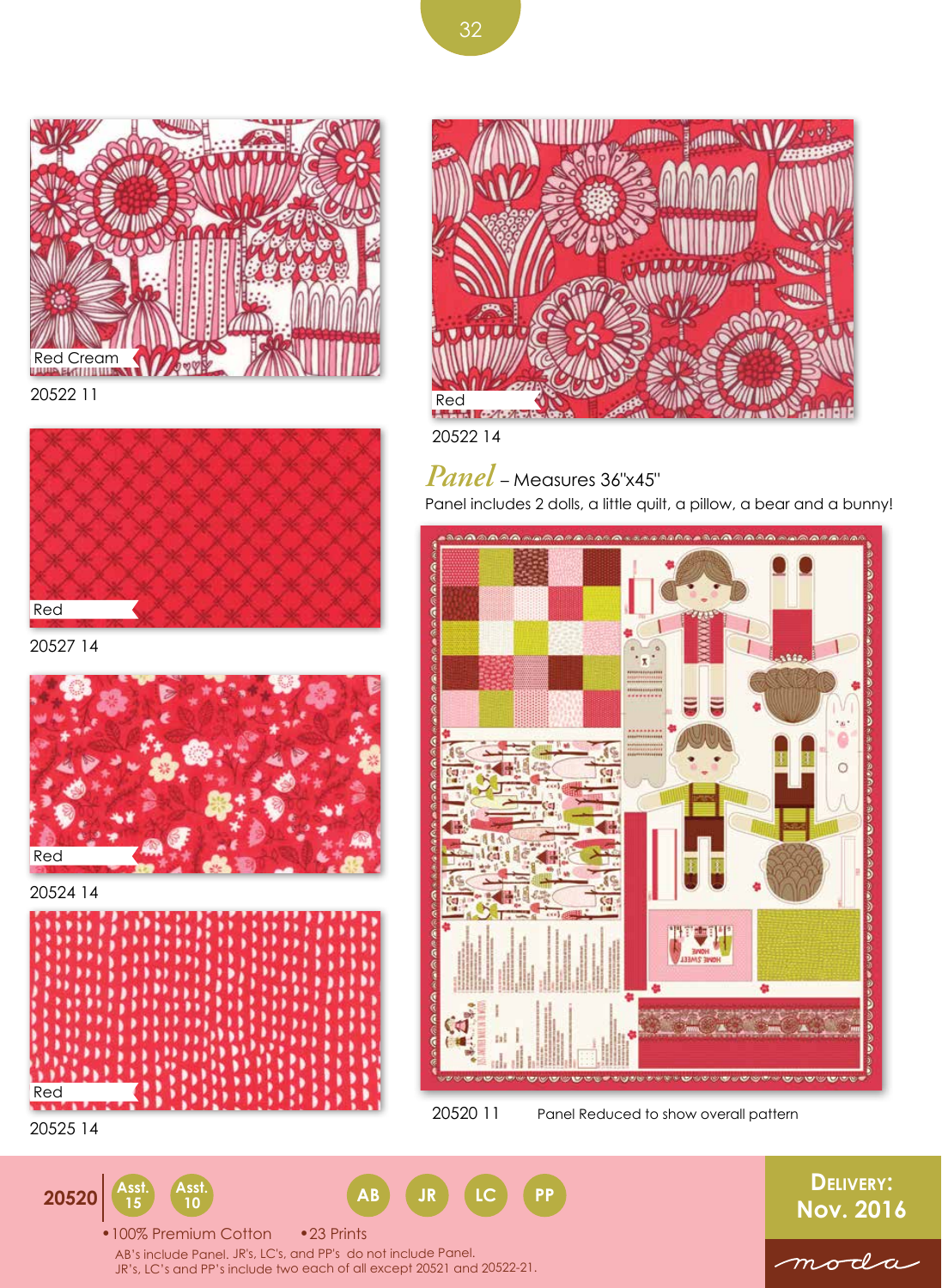Red Cream

20522 11

Red

20522 14

Red

20527 14

Red

20524 14

Red

20525 14

*Panel* – Measures 36"x45"

Panel includes 2 dolls, a little quilt, a pillow, a bear and a bunny!

20520 11    Panel Reduced to show overall pattern

**20520** Asst. 15 Asst. 10    AB JR LC PP

- 100% Premium Cotton
- 23 Prints

AB's include Panel. JR's, LC's, and PP's do not include Panel.
JR's, LC's and PP's include two each of all except 20521 and 20522-21.

**Delivery: Nov. 2016**

moda